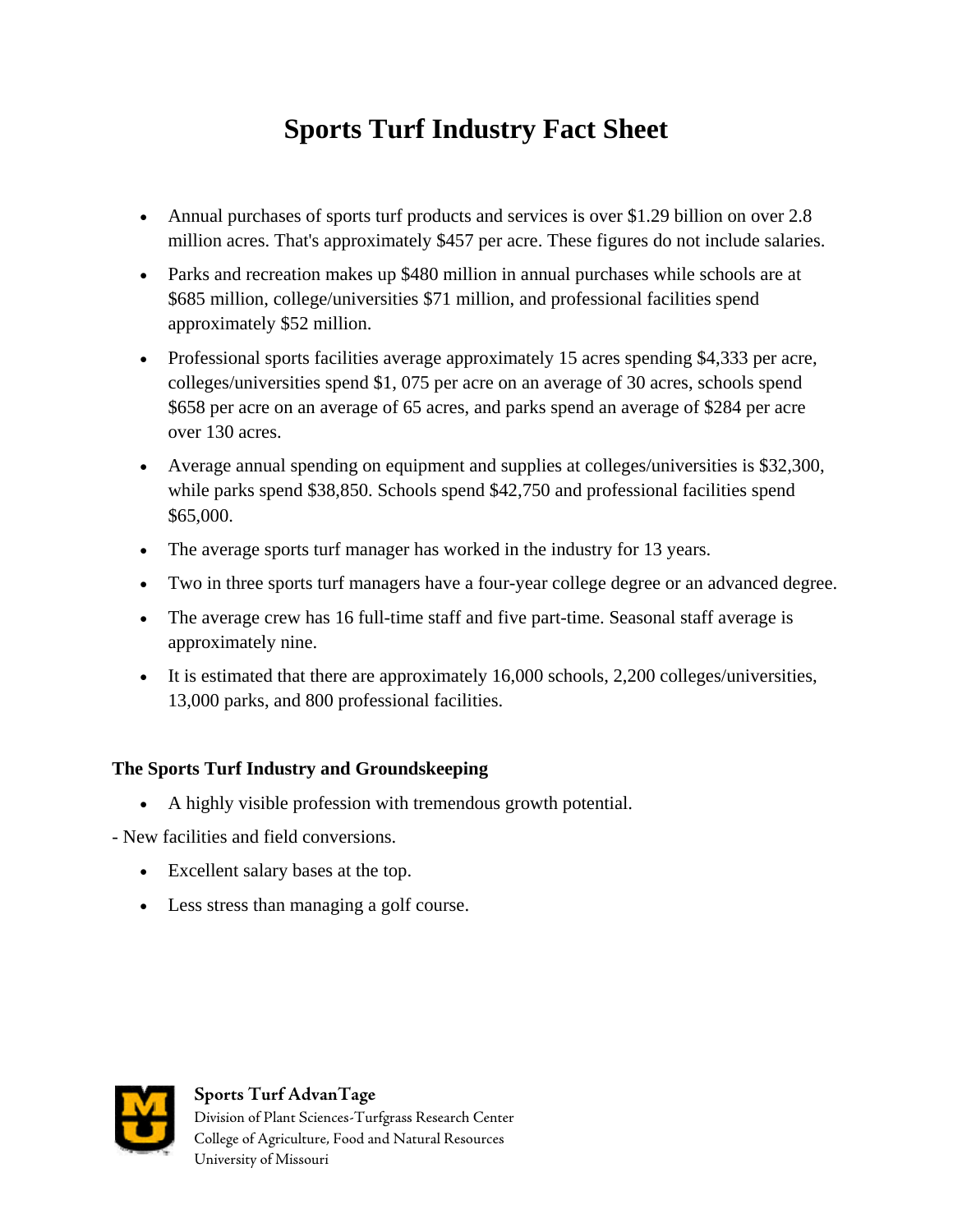# Sports Turf Industry Fact Sheet

- Annual purchases of sports turf products and services is over $1.29 billion on over 2.8 million acres. That's approximately $457 per acre. These figures do not include salaries.
- Parks and recreation makes up $480 million in annual purchases while schools are at $685 million, college/universities $71 million, and professional facilities spend approximately $52 million.
- Professional sports facilities average approximately 15 acres spending $4,333 per acre, colleges/universities spend $1, 075 per acre on an average of 30 acres, schools spend $658 per acre on an average of 65 acres, and parks spend an average of $284 per acre over 130 acres.
- Average annual spending on equipment and supplies at colleges/universities is $32,300, while parks spend $38,850. Schools spend $42,750 and professional facilities spend $65,000.
- The average sports turf manager has worked in the industry for 13 years.
- Two in three sports turf managers have a four-year college degree or an advanced degree.
- The average crew has 16 full-time staff and five part-time. Seasonal staff average is approximately nine.
- It is estimated that there are approximately 16,000 schools, 2,200 colleges/universities, 13,000 parks, and 800 professional facilities.

**The Sports Turf Industry and Groundskeeping**

- A highly visible profession with tremendous growth potential.

- New facilities and field conversions.

- Excellent salary bases at the top.
- Less stress than managing a golf course.

**Sports Turf AdvanTage**
Division of Plant Sciences-Turfgrass Research Center
College of Agriculture, Food and Natural Resources
University of Missouri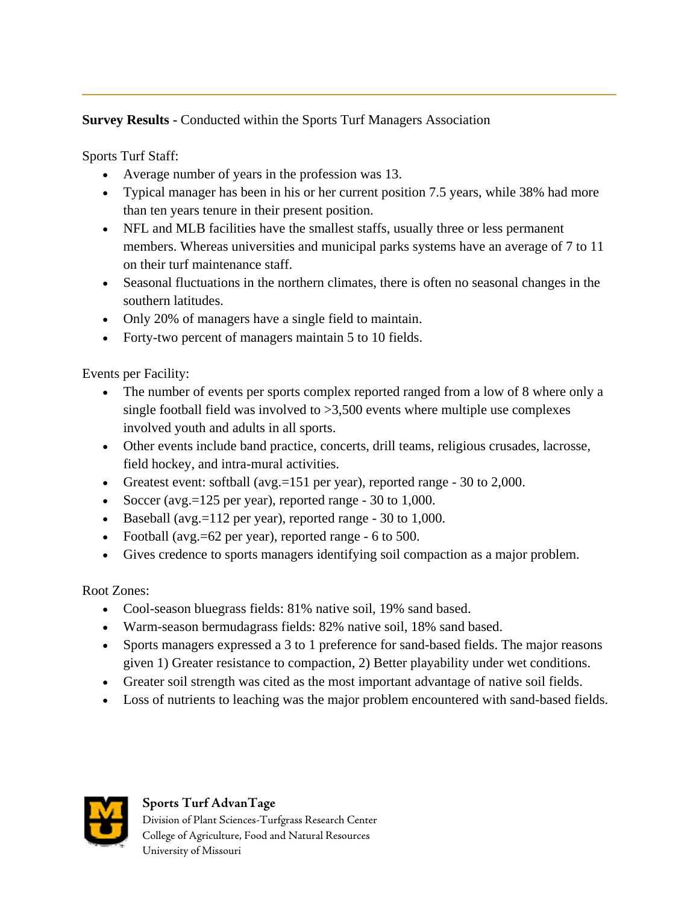**Survey Results -** Conducted within the Sports Turf Managers Association

Sports Turf Staff:

- Average number of years in the profession was 13.
- Typical manager has been in his or her current position 7.5 years, while 38% had more than ten years tenure in their present position.
- NFL and MLB facilities have the smallest staffs, usually three or less permanent members. Whereas universities and municipal parks systems have an average of 7 to 11 on their turf maintenance staff.
- Seasonal fluctuations in the northern climates, there is often no seasonal changes in the southern latitudes.
- Only 20% of managers have a single field to maintain.
- Forty-two percent of managers maintain 5 to 10 fields.

Events per Facility:

- The number of events per sports complex reported ranged from a low of 8 where only a single football field was involved to >3,500 events where multiple use complexes involved youth and adults in all sports.
- Other events include band practice, concerts, drill teams, religious crusades, lacrosse, field hockey, and intra-mural activities.
- Greatest event: softball (avg.=151 per year), reported range - 30 to 2,000.
- Soccer (avg.=125 per year), reported range - 30 to 1,000.
- Baseball (avg.=112 per year), reported range - 30 to 1,000.
- Football (avg.=62 per year), reported range - 6 to 500.
- Gives credence to sports managers identifying soil compaction as a major problem.

Root Zones:

- Cool-season bluegrass fields: 81% native soil, 19% sand based.
- Warm-season bermudagrass fields: 82% native soil, 18% sand based.
- Sports managers expressed a 3 to 1 preference for sand-based fields. The major reasons given 1) Greater resistance to compaction, 2) Better playability under wet conditions.
- Greater soil strength was cited as the most important advantage of native soil fields.
- Loss of nutrients to leaching was the major problem encountered with sand-based fields.

**Sports Turf AdvanTage**
Division of Plant Sciences-Turfgrass Research Center
College of Agriculture, Food and Natural Resources
University of Missouri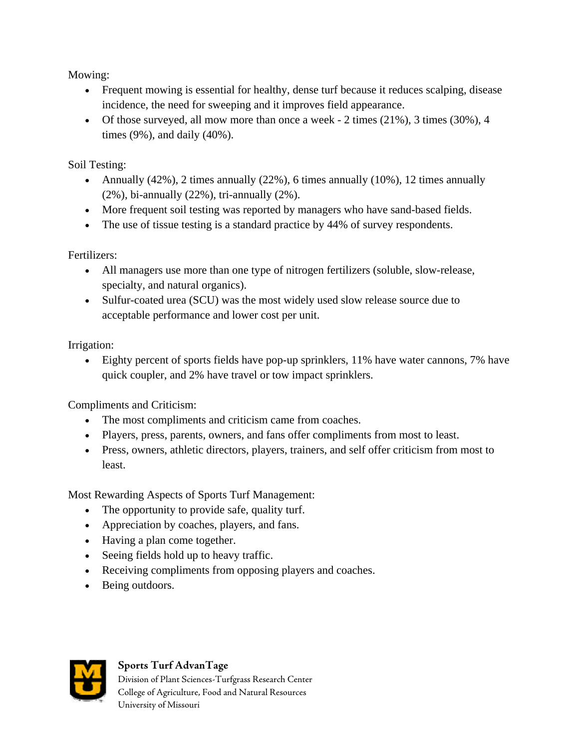Mowing:

- Frequent mowing is essential for healthy, dense turf because it reduces scalping, disease incidence, the need for sweeping and it improves field appearance.
- Of those surveyed, all mow more than once a week - 2 times (21%), 3 times (30%), 4 times (9%), and daily (40%).

Soil Testing:

- Annually (42%), 2 times annually (22%), 6 times annually (10%), 12 times annually (2%), bi-annually (22%), tri-annually (2%).
- More frequent soil testing was reported by managers who have sand-based fields.
- The use of tissue testing is a standard practice by 44% of survey respondents.

Fertilizers:

- All managers use more than one type of nitrogen fertilizers (soluble, slow-release, specialty, and natural organics).
- Sulfur-coated urea (SCU) was the most widely used slow release source due to acceptable performance and lower cost per unit.

Irrigation:

- Eighty percent of sports fields have pop-up sprinklers, 11% have water cannons, 7% have quick coupler, and 2% have travel or tow impact sprinklers.

Compliments and Criticism:

- The most compliments and criticism came from coaches.
- Players, press, parents, owners, and fans offer compliments from most to least.
- Press, owners, athletic directors, players, trainers, and self offer criticism from most to least.

Most Rewarding Aspects of Sports Turf Management:

- The opportunity to provide safe, quality turf.
- Appreciation by coaches, players, and fans.
- Having a plan come together.
- Seeing fields hold up to heavy traffic.
- Receiving compliments from opposing players and coaches.
- Being outdoors.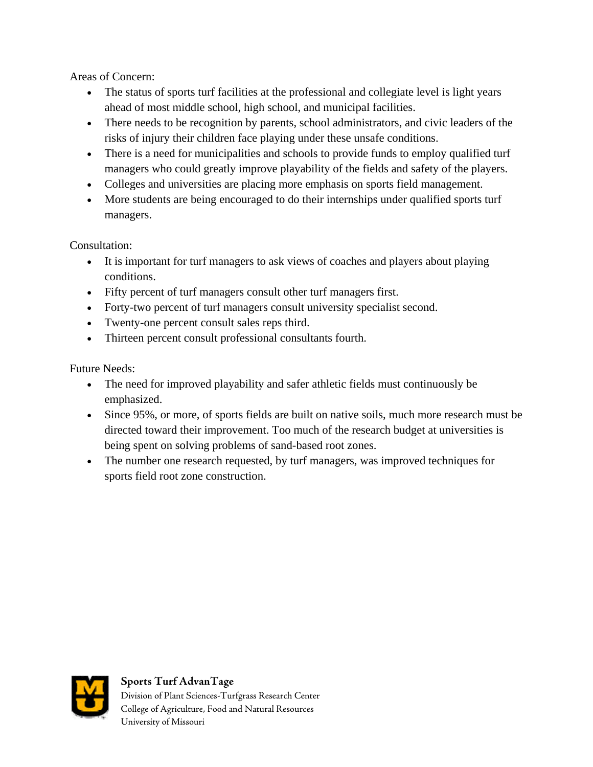Areas of Concern:

- The status of sports turf facilities at the professional and collegiate level is light years ahead of most middle school, high school, and municipal facilities.
- There needs to be recognition by parents, school administrators, and civic leaders of the risks of injury their children face playing under these unsafe conditions.
- There is a need for municipalities and schools to provide funds to employ qualified turf managers who could greatly improve playability of the fields and safety of the players.
- Colleges and universities are placing more emphasis on sports field management.
- More students are being encouraged to do their internships under qualified sports turf managers.

Consultation:

- It is important for turf managers to ask views of coaches and players about playing conditions.
- Fifty percent of turf managers consult other turf managers first.
- Forty-two percent of turf managers consult university specialist second.
- Twenty-one percent consult sales reps third.
- Thirteen percent consult professional consultants fourth.

Future Needs:

- The need for improved playability and safer athletic fields must continuously be emphasized.
- Since 95%, or more, of sports fields are built on native soils, much more research must be directed toward their improvement. Too much of the research budget at universities is being spent on solving problems of sand-based root zones.
- The number one research requested, by turf managers, was improved techniques for sports field root zone construction.